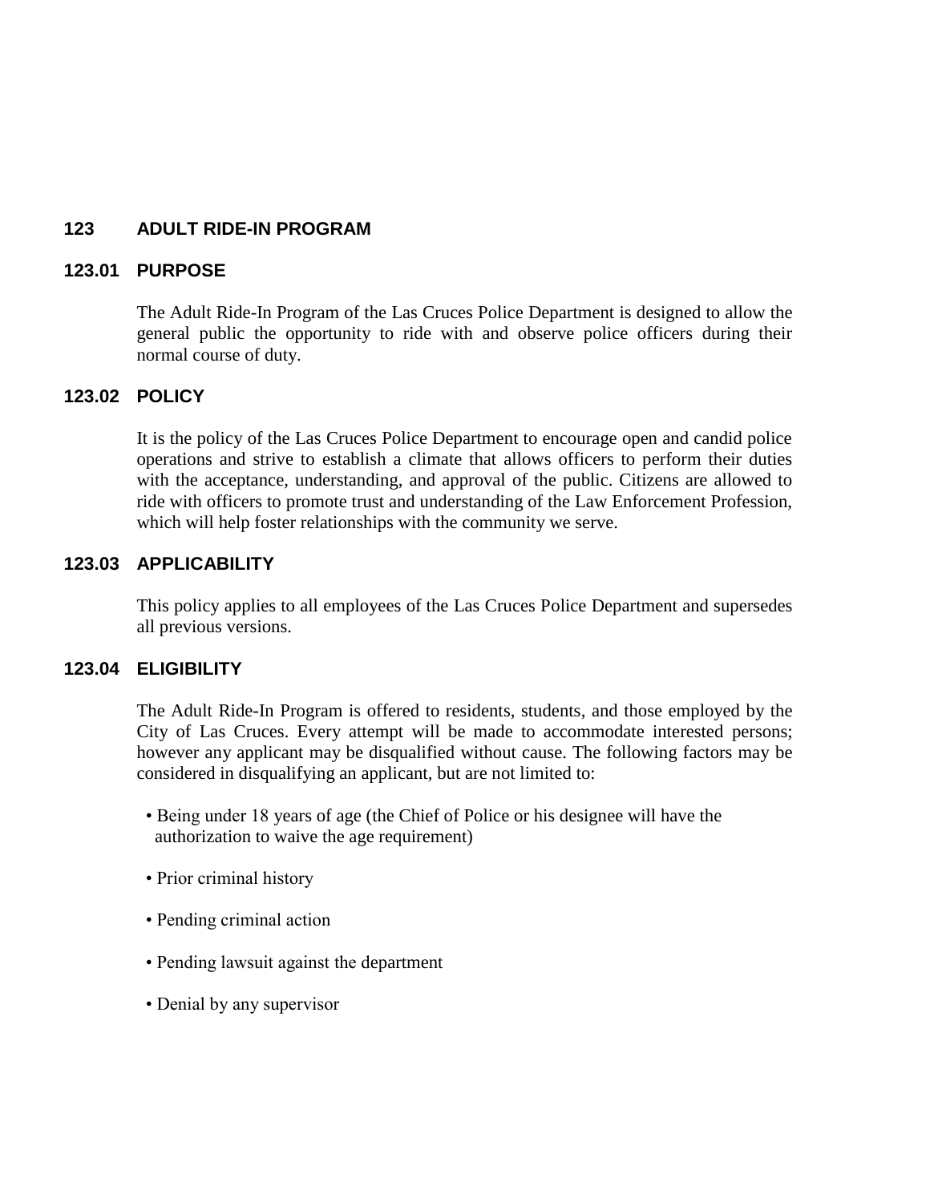# 123 ADULT RIDE-IN PROGRAM

## 123.01 PURPOSE

The Adult Ride-In Program of the Las Cruces Police Department is designed to allow the general public the opportunity to ride with and observe police officers during their normal course of duty.

## 123.02 POLICY

It is the policy of the Las Cruces Police Department to encourage open and candid police operations and strive to establish a climate that allows officers to perform their duties with the acceptance, understanding, and approval of the public. Citizens are allowed to ride with officers to promote trust and understanding of the Law Enforcement Profession, which will help foster relationships with the community we serve.

## 123.03 APPLICABILITY

This policy applies to all employees of the Las Cruces Police Department and supersedes all previous versions.

## 123.04 ELIGIBILITY

The Adult Ride-In Program is offered to residents, students, and those employed by the City of Las Cruces. Every attempt will be made to accommodate interested persons; however any applicant may be disqualified without cause. The following factors may be considered in disqualifying an applicant, but are not limited to:

- Being under 18 years of age (the Chief of Police or his designee will have the authorization to waive the age requirement)
- Prior criminal history
- Pending criminal action
- Pending lawsuit against the department
- Denial by any supervisor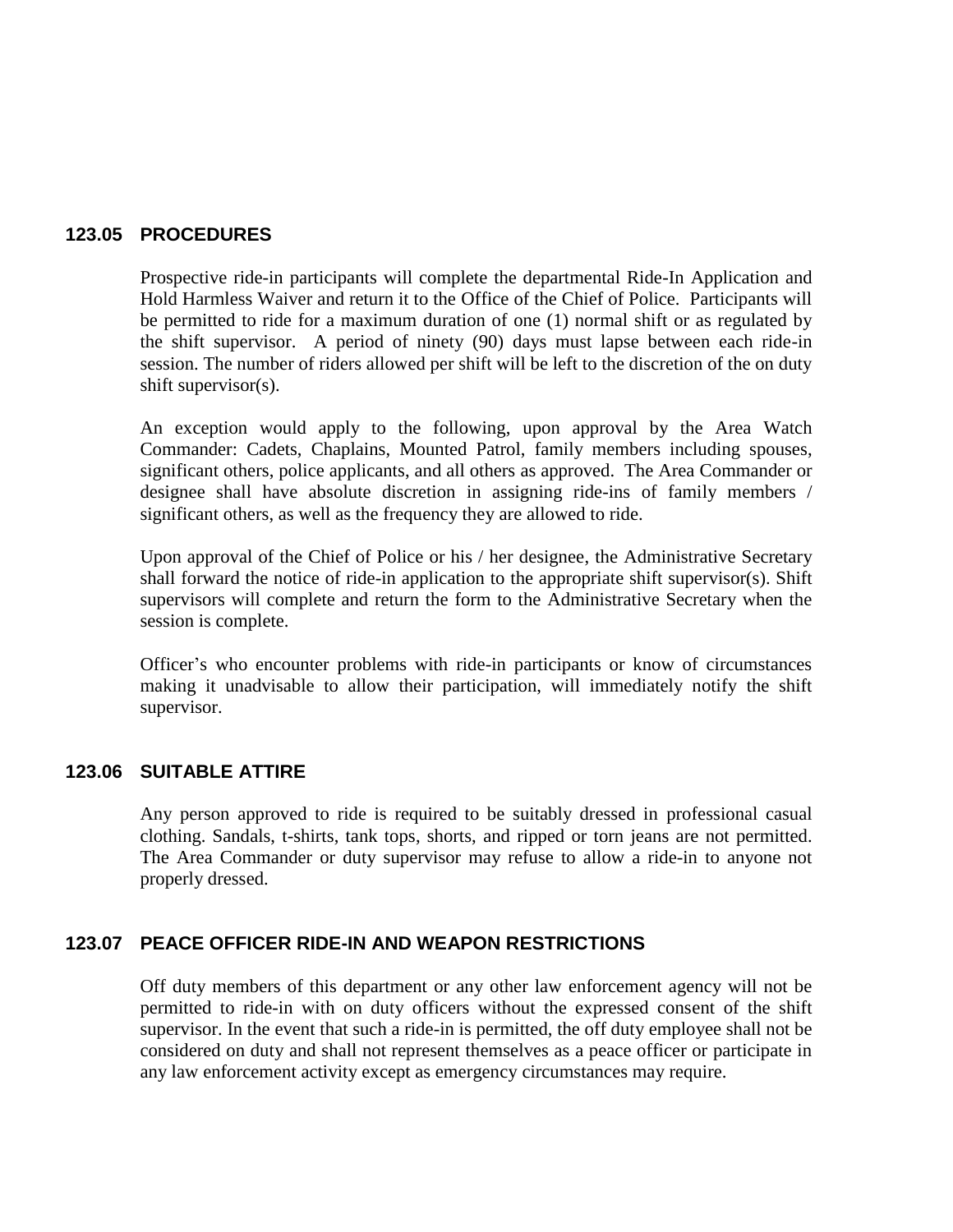## 123.05 PROCEDURES

Prospective ride-in participants will complete the departmental Ride-In Application and Hold Harmless Waiver and return it to the Office of the Chief of Police. Participants will be permitted to ride for a maximum duration of one (1) normal shift or as regulated by the shift supervisor. A period of ninety (90) days must lapse between each ride-in session. The number of riders allowed per shift will be left to the discretion of the on duty shift supervisor(s).

An exception would apply to the following, upon approval by the Area Watch Commander: Cadets, Chaplains, Mounted Patrol, family members including spouses, significant others, police applicants, and all others as approved. The Area Commander or designee shall have absolute discretion in assigning ride-ins of family members / significant others, as well as the frequency they are allowed to ride.

Upon approval of the Chief of Police or his / her designee, the Administrative Secretary shall forward the notice of ride-in application to the appropriate shift supervisor(s). Shift supervisors will complete and return the form to the Administrative Secretary when the session is complete.

Officer's who encounter problems with ride-in participants or know of circumstances making it unadvisable to allow their participation, will immediately notify the shift supervisor.

## 123.06 SUITABLE ATTIRE

Any person approved to ride is required to be suitably dressed in professional casual clothing. Sandals, t-shirts, tank tops, shorts, and ripped or torn jeans are not permitted. The Area Commander or duty supervisor may refuse to allow a ride-in to anyone not properly dressed.

## 123.07 PEACE OFFICER RIDE-IN AND WEAPON RESTRICTIONS

Off duty members of this department or any other law enforcement agency will not be permitted to ride-in with on duty officers without the expressed consent of the shift supervisor. In the event that such a ride-in is permitted, the off duty employee shall not be considered on duty and shall not represent themselves as a peace officer or participate in any law enforcement activity except as emergency circumstances may require.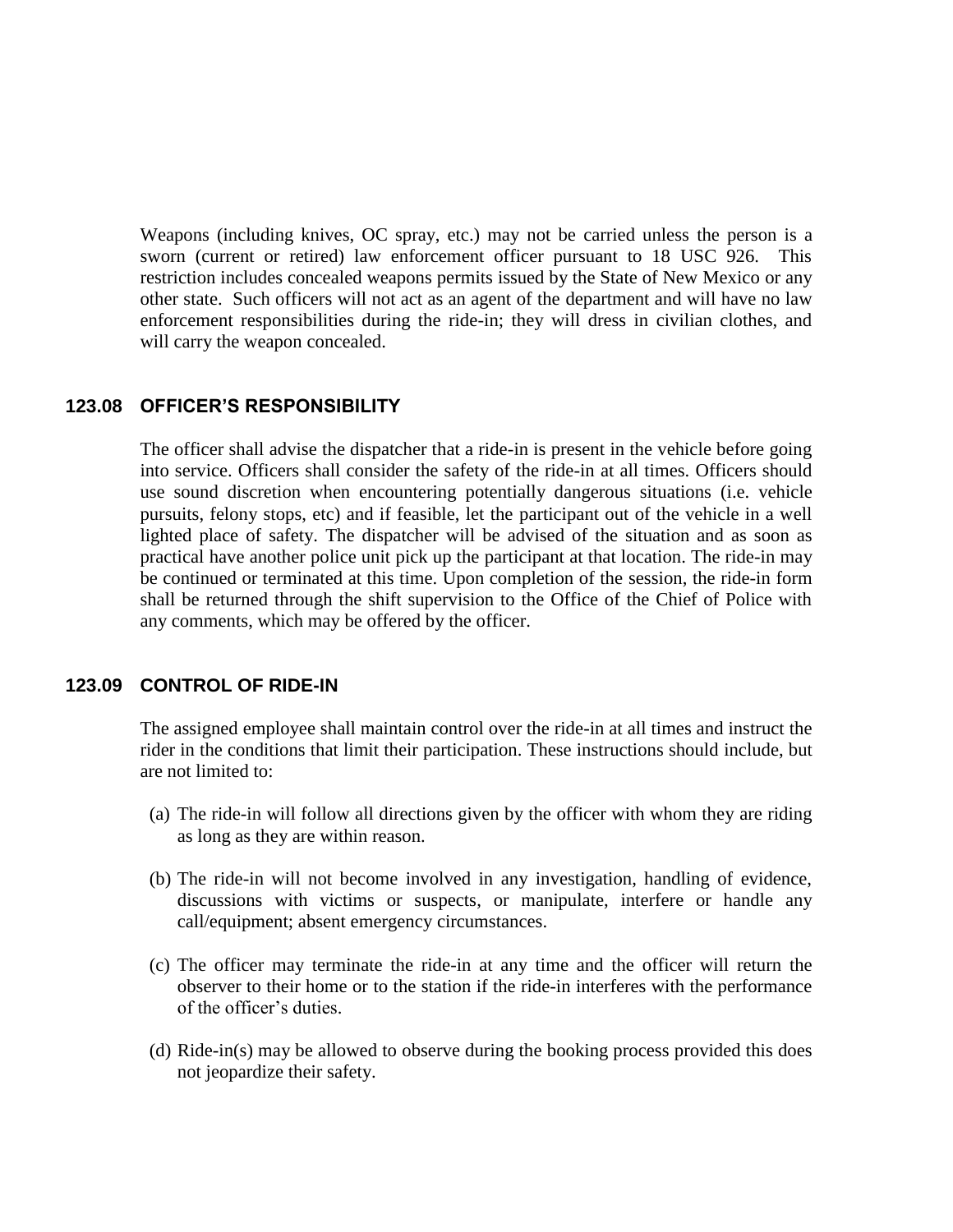Weapons (including knives, OC spray, etc.) may not be carried unless the person is a sworn (current or retired) law enforcement officer pursuant to 18 USC 926. This restriction includes concealed weapons permits issued by the State of New Mexico or any other state. Such officers will not act as an agent of the department and will have no law enforcement responsibilities during the ride-in; they will dress in civilian clothes, and will carry the weapon concealed.

## 123.08 OFFICER'S RESPONSIBILITY

The officer shall advise the dispatcher that a ride-in is present in the vehicle before going into service. Officers shall consider the safety of the ride-in at all times. Officers should use sound discretion when encountering potentially dangerous situations (i.e. vehicle pursuits, felony stops, etc) and if feasible, let the participant out of the vehicle in a well lighted place of safety. The dispatcher will be advised of the situation and as soon as practical have another police unit pick up the participant at that location. The ride-in may be continued or terminated at this time. Upon completion of the session, the ride-in form shall be returned through the shift supervision to the Office of the Chief of Police with any comments, which may be offered by the officer.

## 123.09 CONTROL OF RIDE-IN

The assigned employee shall maintain control over the ride-in at all times and instruct the rider in the conditions that limit their participation. These instructions should include, but are not limited to:

(a) The ride-in will follow all directions given by the officer with whom they are riding as long as they are within reason.

(b) The ride-in will not become involved in any investigation, handling of evidence, discussions with victims or suspects, or manipulate, interfere or handle any call/equipment; absent emergency circumstances.

(c) The officer may terminate the ride-in at any time and the officer will return the observer to their home or to the station if the ride-in interferes with the performance of the officer's duties.

(d) Ride-in(s) may be allowed to observe during the booking process provided this does not jeopardize their safety.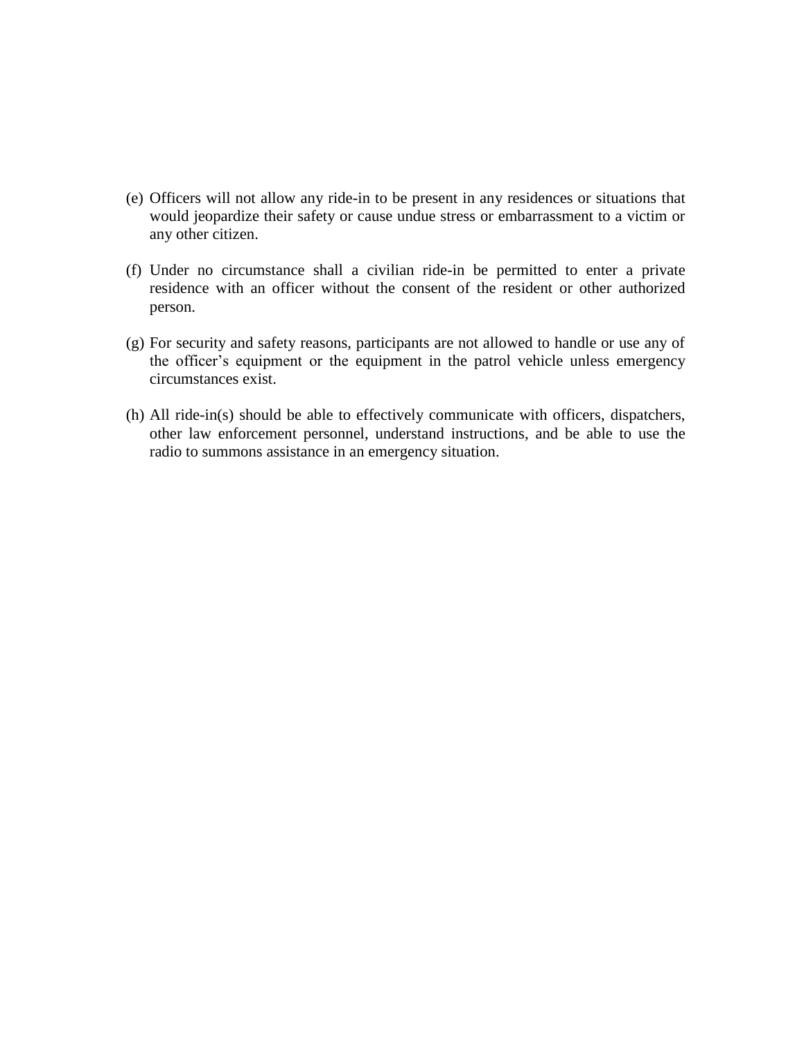(e) Officers will not allow any ride-in to be present in any residences or situations that would jeopardize their safety or cause undue stress or embarrassment to a victim or any other citizen.

(f) Under no circumstance shall a civilian ride-in be permitted to enter a private residence with an officer without the consent of the resident or other authorized person.

(g) For security and safety reasons, participants are not allowed to handle or use any of the officer's equipment or the equipment in the patrol vehicle unless emergency circumstances exist.

(h) All ride-in(s) should be able to effectively communicate with officers, dispatchers, other law enforcement personnel, understand instructions, and be able to use the radio to summons assistance in an emergency situation.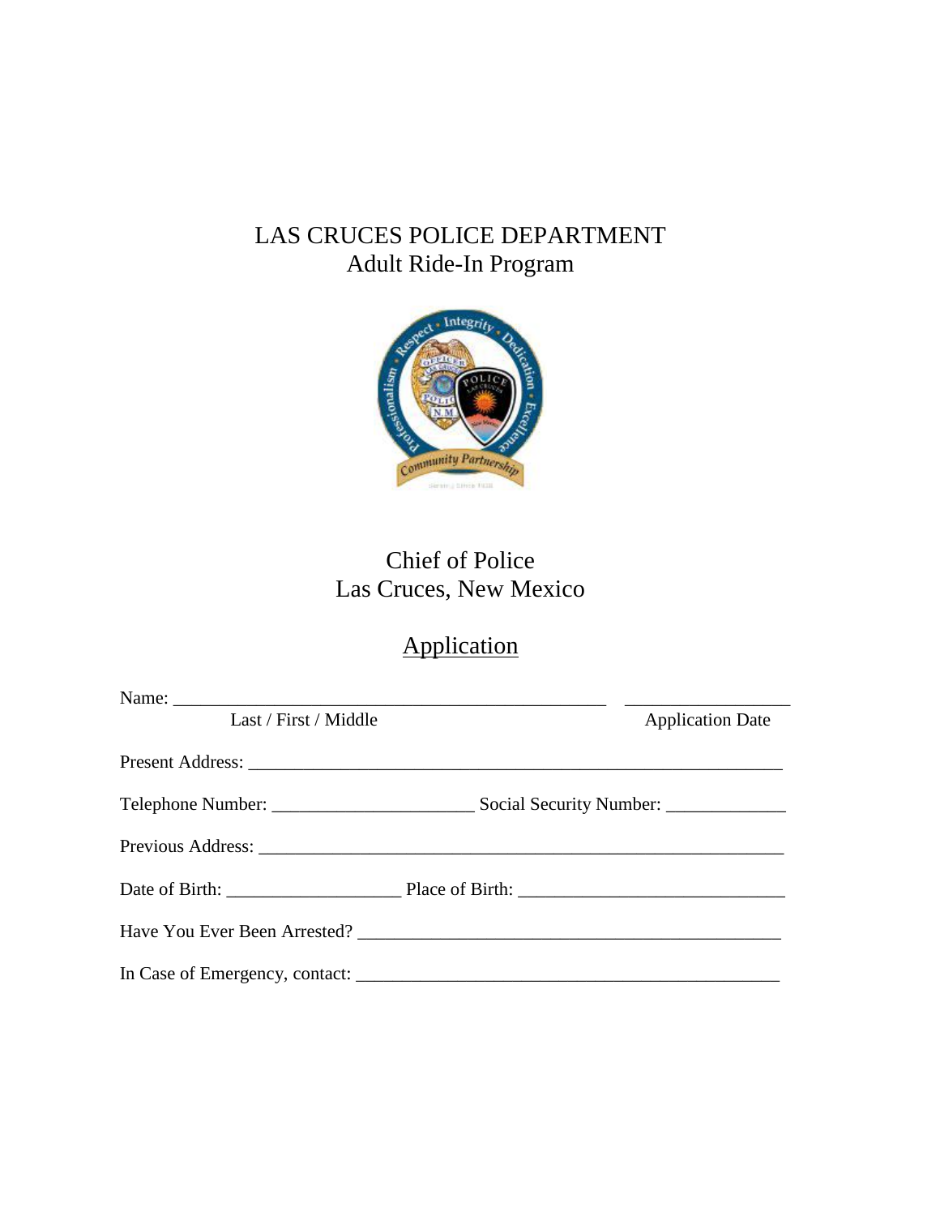# LAS CRUCES POLICE DEPARTMENT

## Adult Ride-In Program

Chief of Police
Las Cruces, New Mexico

## Application

Name: ______________________________________________ ________________
Last / First / Middle                                                                Application Date

Present Address: ________________________________________________________

Telephone Number: ____________________ Social Security Number: ___________

Previous Address: _______________________________________________________

Date of Birth: _________________ Place of Birth: __________________________

Have You Ever Been Arrested? ____________________________________________

In Case of Emergency, contact: ____________________________________________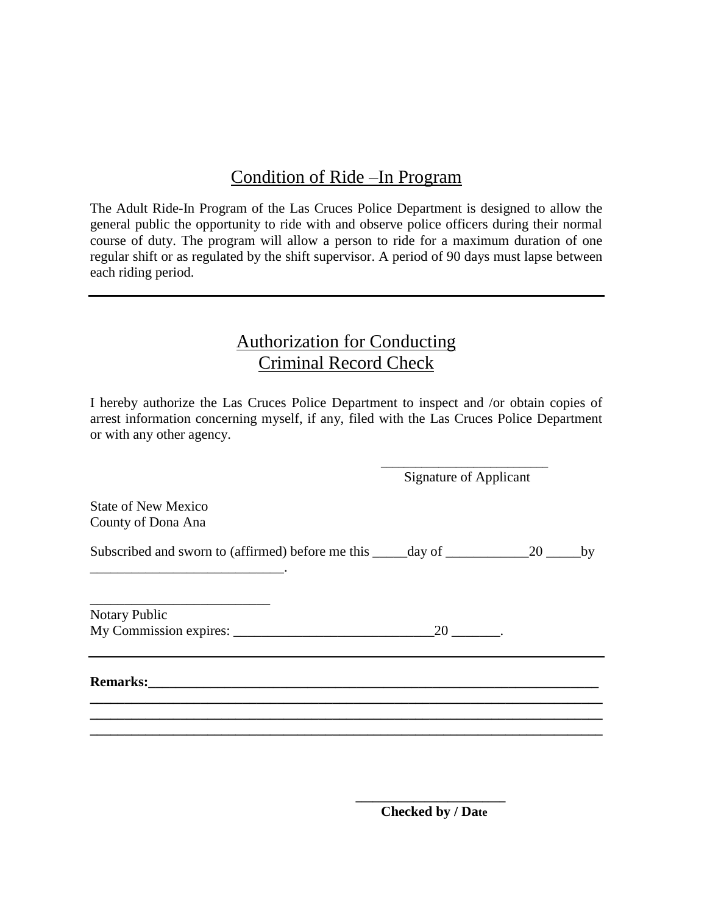## Condition of Ride –In Program

The Adult Ride-In Program of the Las Cruces Police Department is designed to allow the general public the opportunity to ride with and observe police officers during their normal course of duty. The program will allow a person to ride for a maximum duration of one regular shift or as regulated by the shift supervisor. A period of 90 days must lapse between each riding period.

---

## Authorization for Conducting Criminal Record Check

I hereby authorize the Las Cruces Police Department to inspect and /or obtain copies of arrest information concerning myself, if any, filed with the Las Cruces Police Department or with any other agency.

_________________________
Signature of Applicant

State of New Mexico
County of Dona Ana

Subscribed and sworn to (affirmed) before me this _____day of ____________20 _____by ____________________________.

__________________________
Notary Public
My Commission expires: _____________________________20 _______.

---

**Remarks:**_____________________________________________________________________
_____________________________________________________________________________
_____________________________________________________________________________
_____________________________________________________________________________

_____________________
**Checked by / Date**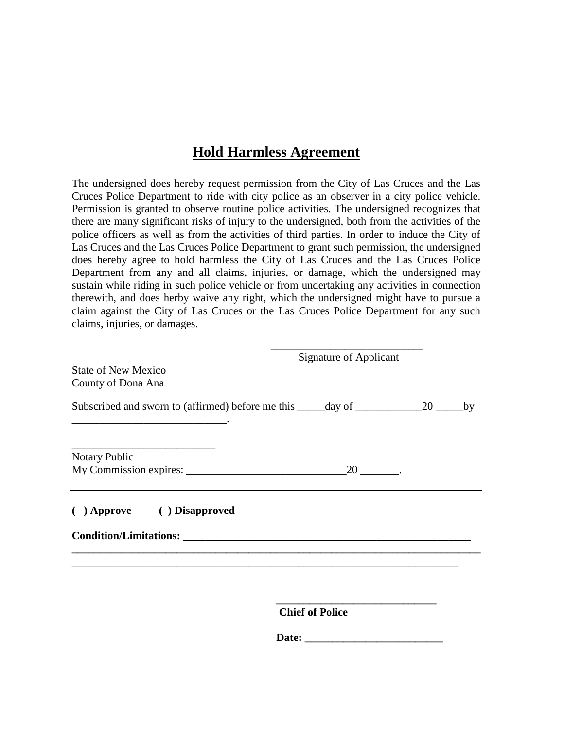# Hold Harmless Agreement

The undersigned does hereby request permission from the City of Las Cruces and the Las Cruces Police Department to ride with city police as an observer in a city police vehicle. Permission is granted to observe routine police activities. The undersigned recognizes that there are many significant risks of injury to the undersigned, both from the activities of the police officers as well as from the activities of third parties. In order to induce the City of Las Cruces and the Las Cruces Police Department to grant such permission, the undersigned does hereby agree to hold harmless the City of Las Cruces and the Las Cruces Police Department from any and all claims, injuries, or damage, which the undersigned may sustain while riding in such police vehicle or from undertaking any activities in connection therewith, and does herby waive any right, which the undersigned might have to pursue a claim against the City of Las Cruces or the Las Cruces Police Department for any such claims, injuries, or damages.

\_\_\_\_\_\_\_\_\_\_\_\_\_\_\_\_\_\_\_\_\_\_\_\_\_\_\_\_
Signature of Applicant

State of New Mexico
County of Dona Ana

Subscribed and sworn to (affirmed) before me this \_\_\_\_\_day of \_\_\_\_\_\_\_\_\_\_\_\_20 \_\_\_\_\_by \_\_\_\_\_\_\_\_\_\_\_\_\_\_\_\_\_\_\_\_\_\_\_\_\_\_\_\_.

\_\_\_\_\_\_\_\_\_\_\_\_\_\_\_\_\_\_\_\_\_\_\_\_\_\_
Notary Public
My Commission expires: \_\_\_\_\_\_\_\_\_\_\_\_\_\_\_\_\_\_\_\_\_\_\_\_\_\_\_\_\_20 \_\_\_\_\_\_\_.

---

**( ) Approve ( ) Disapproved**

**Condition/Limitations: \_\_\_\_\_\_\_\_\_\_\_\_\_\_\_\_\_\_\_\_\_\_\_\_\_\_\_\_\_\_\_\_\_\_\_\_\_\_\_\_\_\_\_\_\_\_\_\_\_\_\_\_\_\_**
**\_\_\_\_\_\_\_\_\_\_\_\_\_\_\_\_\_\_\_\_\_\_\_\_\_\_\_\_\_\_\_\_\_\_\_\_\_\_\_\_\_\_\_\_\_\_\_\_\_\_\_\_\_\_\_\_\_\_\_\_\_\_\_\_\_\_\_\_\_\_\_\_\_\_\_\_**
**\_\_\_\_\_\_\_\_\_\_\_\_\_\_\_\_\_\_\_\_\_\_\_\_\_\_\_\_\_\_\_\_\_\_\_\_\_\_\_\_\_\_\_\_\_\_\_\_\_\_\_\_\_\_\_\_\_\_\_\_\_\_\_\_\_\_\_\_\_\_**

**\_\_\_\_\_\_\_\_\_\_\_\_\_\_\_\_\_\_\_\_\_\_\_\_\_\_\_\_\_**
**Chief of Police**

**Date: \_\_\_\_\_\_\_\_\_\_\_\_\_\_\_\_\_\_\_\_\_\_\_\_\_\_**